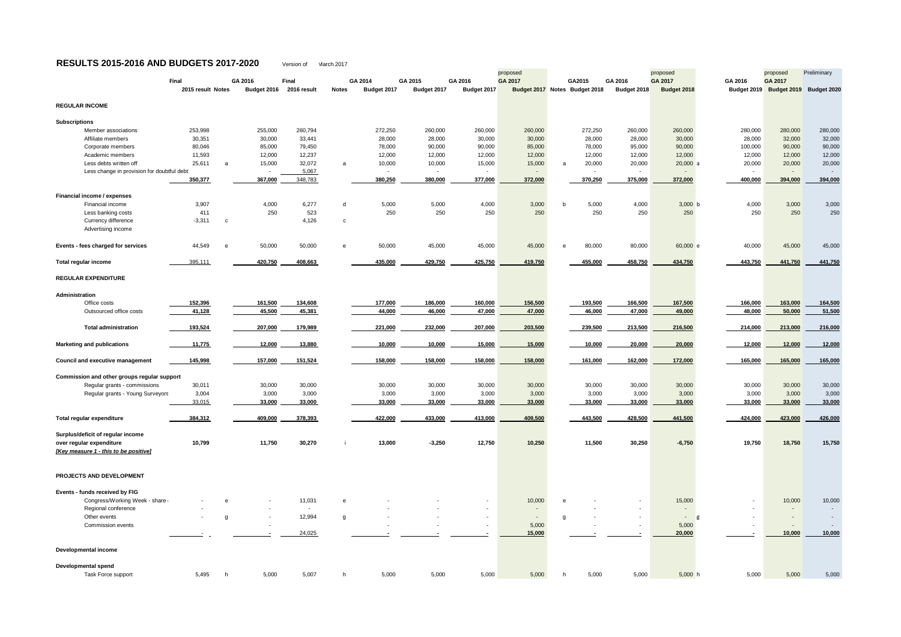# RESULTS 2015-2016 AND BUDGETS 2017-2020

Version of March 2017

| | Final 2015 result | Notes | GA 2016 Budget 2016 | Final 2016 result | Notes | GA 2014 Budget 2017 | GA 2015 Budget 2017 | GA 2016 Budget 2017 | proposed GA 2017 Budget 2017 | Notes | GA2015 Budget 2018 | GA 2016 Budget 2018 | proposed GA 2017 Budget 2018 | | GA 2016 Budget 2019 | proposed GA 2017 Budget 2019 | Preliminary Budget 2020 |
|---|---|---|---|---|---|---|---|---|---|---|---|---|---|---|---|---|---|
| **REGULAR INCOME** | | | | | | | | | | | | | | | | | |
| **Subscriptions** | | | | | | | | | | | | | | | | | |
| Member associations | 253,998 | | 255,000 | 260,794 | | 272,250 | 260,000 | 260,000 | 260,000 | | 272,250 | 260,000 | 260,000 | | 280,000 | 280,000 | 280,000 |
| Affiliate members | 30,351 | | 30,000 | 33,441 | | 28,000 | 28,000 | 30,000 | 30,000 | | 28,000 | 28,000 | 30,000 | | 28,000 | 32,000 | 32,000 |
| Corporate members | 80,046 | | 85,000 | 79,450 | | 78,000 | 90,000 | 90,000 | 85,000 | | 78,000 | 95,000 | 90,000 | | 100,000 | 90,000 | 90,000 |
| Academic members | 11,593 | | 12,000 | 12,237 | | 12,000 | 12,000 | 12,000 | 12,000 | | 12,000 | 12,000 | 12,000 | | 12,000 | 12,000 | 12,000 |
| Less debts written off | 25,611 | a | 15,000 | 32,072 | a | 10,000 | 10,000 | 15,000 | 15,000 | a | 20,000 | 20,000 | 20,000 | a | 20,000 | 20,000 | 20,000 |
| Less change in provision for doubtful debt | | | - | 5,067 | | - | - | - | - | | - | - | - | | - | - | - |
| | **350,377** | | **367,000** | **348,783** | | **380,250** | **380,000** | **377,000** | **372,000** | | **370,250** | **375,000** | **372,000** | | **400,000** | **394,000** | **394,000** |
| **Financial income / expenses** | | | | | | | | | | | | | | | | | |
| Financial income | 3,907 | | 4,000 | 6,277 | d | 5,000 | 5,000 | 4,000 | 3,000 | b | 5,000 | 4,000 | 3,000 | b | 4,000 | 3,000 | 3,000 |
| Less banking costs | 411 | | 250 | 523 | | 250 | 250 | 250 | 250 | | 250 | 250 | 250 | | 250 | 250 | 250 |
| Currency difference | -3,311 | c | | 4,126 | c | | | | | | | | | | | | |
| Advertising income | | | | | | | | | | | | | | | | | |
| **Events - fees charged for services** | 44,549 | e | 50,000 | 50,000 | e | 50,000 | 45,000 | 45,000 | 45,000 | e | 80,000 | 80,000 | 60,000 | e | 40,000 | 45,000 | 45,000 |
| **Total regular income** | 395,111 | | **420,750** | **408,663** | | **435,000** | **429,750** | **425,750** | **419,750** | | **455,000** | **458,750** | **434,750** | | **443,750** | **441,750** | **441,750** |
| **REGULAR EXPENDITURE** | | | | | | | | | | | | | | | | | |
| **Administration** | | | | | | | | | | | | | | | | | |
| Office costs | **152,396** | | **161,500** | **134,608** | | **177,000** | **186,000** | **160,000** | **156,500** | | **193,500** | **166,500** | **167,500** | | **166,000** | **163,000** | **164,500** |
| Outsourced office costs | **41,128** | | **45,500** | **45,381** | | **44,000** | **46,000** | **47,000** | **47,000** | | **46,000** | **47,000** | **49,000** | | **48,000** | **50,000** | **51,500** |
| **Total administration** | **193,524** | | **207,000** | **179,989** | | **221,000** | **232,000** | **207,000** | **203,500** | | **239,500** | **213,500** | **216,500** | | **214,000** | **213,000** | **216,000** |
| **Marketing and publications** | **11,775** | | **12,000** | **13,880** | | **10,000** | **10,000** | **15,000** | **15,000** | | **10,000** | **20,000** | **20,000** | | **12,000** | **12,000** | **12,000** |
| **Council and executive management** | **145,998** | | **157,000** | **151,524** | | **158,000** | **158,000** | **158,000** | **158,000** | | **161,000** | **162,000** | **172,000** | | **165,000** | **165,000** | **165,000** |
| **Commission and other groups regular support** | | | | | | | | | | | | | | | | | |
| Regular grants - commissions | 30,011 | | 30,000 | 30,000 | | 30,000 | 30,000 | 30,000 | 30,000 | | 30,000 | 30,000 | 30,000 | | 30,000 | 30,000 | 30,000 |
| Regular grants - Young Surveyors | 3,004 | | 3,000 | 3,000 | | 3,000 | 3,000 | 3,000 | 3,000 | | 3,000 | 3,000 | 3,000 | | 3,000 | 3,000 | 3,000 |
| | 33,015 | | **33,000** | **33,000** | | **33,000** | **33,000** | **33,000** | **33,000** | | **33,000** | **33,000** | **33,000** | | **33,000** | **33,000** | **33,000** |
| **Total regular expenditure** | **384,312** | | **409,000** | **378,393** | | **422,000** | **433,000** | **413,000** | **409,500** | | **443,500** | **428,500** | **441,500** | | **424,000** | **423,000** | **426,000** |
| **Surplus/deficit of regular income over regular expenditure** ***[Key measure 1 - this to be positive]*** | **10,799** | | **11,750** | **30,270** | i | **13,000** | **-3,250** | **12,750** | **10,250** | | **11,500** | **30,250** | **-6,750** | | **19,750** | **18,750** | **15,750** |
| **PROJECTS AND DEVELOPMENT** | | | | | | | | | | | | | | | | | |
| **Events - funds received by FIG** | | | | | | | | | | | | | | | | | |
| Congress/Working Week - share | - | e | - | 11,031 | e | - | - | - | 10,000 | e | - | - | 15,000 | | - | 10,000 | 10,000 |
| Regional conference | - | | - | - | | - | - | - | - | | - | - | - | | - | - | - |
| Other events | - | g | - | 12,994 | g | - | - | - | - | g | - | - | - | g | - | - | - |
| Commission events | | | - | | | - | - | - | 5,000 | | - | - | 5,000 | | - | - | - |
| | - | | **-** | 24,025 | | **-** | **-** | **-** | **15,000** | | **-** | **-** | **20,000** | | **-** | **10,000** | **10,000** |
| **Developmental income** | | | | | | | | | | | | | | | | | |
| **Developmental spend** | | | | | | | | | | | | | | | | | |
| Task Force support | 5,495 | h | 5,000 | 5,007 | h | 5,000 | 5,000 | 5,000 | 5,000 | h | 5,000 | 5,000 | 5,000 | h | 5,000 | 5,000 | 5,000 |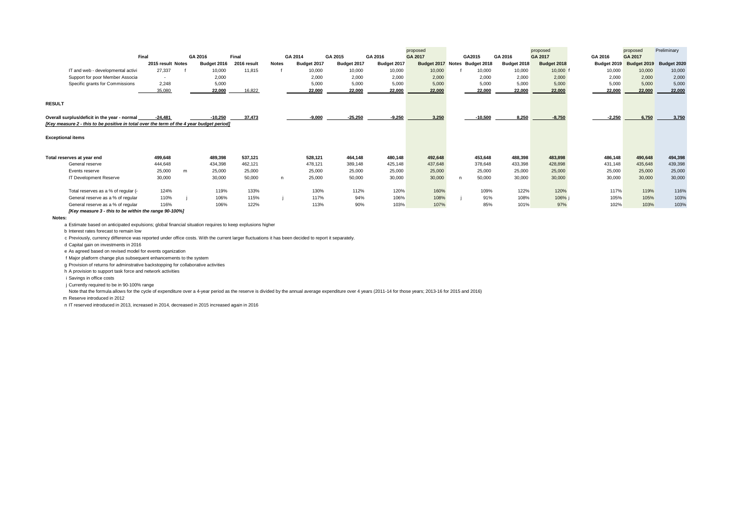| | | | | | | | | | proposed | | | | proposed | | | proposed | Preliminary |
|---|---|---|---|---|---|---|---|---|---|---|---|---|---|---|---|---|---|
| | Final | | GA 2016 | Final | | GA 2014 | GA 2015 | GA 2016 | GA 2017 | | GA2015 | GA 2016 | GA 2017 | | GA 2016 | GA 2017 | |
| | 2015 result | Notes | Budget 2016 | 2016 result | Notes | Budget 2017 | Budget 2017 | Budget 2017 | Budget 2017 | Notes | Budget 2018 | Budget 2018 | Budget 2018 | | Budget 2019 | Budget 2019 | Budget 2020 |
| IT and web - developmental activi | 27,337 | f | 10,000 | 11,815 | f | 10,000 | 10,000 | 10,000 | 10,000 | f | 10,000 | 10,000 | 10,000 | f | 10,000 | 10,000 | 10,000 |
| Support for poor Member Associa | - | | 2,000 | | | 2,000 | 2,000 | 2,000 | 2,000 | | 2,000 | 2,000 | 2,000 | | 2,000 | 2,000 | 2,000 |
| Specific grants for Commissions | 2,248 | | 5,000 | | | 5,000 | 5,000 | 5,000 | 5,000 | | 5,000 | 5,000 | 5,000 | | 5,000 | 5,000 | 5,000 |
| | 35,080 | | 22,000 | 16,822 | | 22,000 | 22,000 | 22,000 | 22,000 | | 22,000 | 22,000 | 22,000 | | 22,000 | 22,000 | 22,000 |
| **RESULT** | | | | | | | | | | | | | | | | | |
| **Overall surplus/deficit in the year - normal** | **-24,481** | | **-10,250** | **37,473** | | **-9,000** | **-25,250** | **-9,250** | **3,250** | | **-10,500** | **8,250** | **-8,750** | | **-2,250** | **6,750** | **3,750** |
| ***[Key measure 2 - this to be positive in total over the term of the 4 year budget period]*** | | | | | | | | | | | | | | | | | |
| **Exceptional items** | | | | | | | | | | | | | | | | | |
| **Total reserves at year end** | **499,648** | | **489,398** | **537,121** | | **528,121** | **464,148** | **480,148** | **492,648** | | **453,648** | **488,398** | **483,898** | | **486,148** | **490,648** | **494,398** |
| General reserve | 444,648 | | 434,398 | 462,121 | | 478,121 | 389,148 | 425,148 | 437,648 | | 378,648 | 433,398 | 428,898 | | 431,148 | 435,648 | 439,398 |
| Events reserve | 25,000 | m | 25,000 | 25,000 | | 25,000 | 25,000 | 25,000 | 25,000 | | 25,000 | 25,000 | 25,000 | | 25,000 | 25,000 | 25,000 |
| IT Development Reserve | 30,000 | | 30,000 | 50,000 | n | 25,000 | 50,000 | 30,000 | 30,000 | n | 50,000 | 30,000 | 30,000 | | 30,000 | 30,000 | 30,000 |
| Total reserves as a % of regular ( | 124% | | 119% | 133% | | 130% | 112% | 120% | 160% | | 109% | 122% | 120% | | 117% | 119% | 116% |
| General reserve as a % of regular | 110% | j | 106% | 115% | j | 117% | 94% | 106% | 108% | j | 91% | 108% | 106% | j | 105% | 105% | 103% |
| General reserve as a % of regular | 116% | | 106% | 122% | | 113% | 90% | 103% | 107% | | 85% | 101% | 97% | | 102% | 103% | 103% |
| ***[Key measure 3 - this to be within the range 90-100%]*** | | | | | | | | | | | | | | | | | |

**Notes:**

a Estimate based on anticipated expulsions; global financial situation requires to keep explusions higher

b Interest rates forecast to remain low

c Previously, currency difference was reported under office costs. With the current larger fluctuations it has been decided to report it separately.

d Capital gain on investments in 2016

e As agreed based on revised model for events oganization

f Major platform change plus subsequent enhancements to the system

g Provision of returns for adminstrative backstopping for collaborative activities

h A provision to support task force and network activities

i Savings in office costs

j Currently required to be in 90-100% range

Note that the formula allows for the cycle of expenditure over a 4-year period as the reserve is divided by the annual average expenditure over 4 years (2011-14 for those years; 2013-16 for 2015 and 2016)

m Reserve introduced in 2012

n IT reserved introduced in 2013, increased in 2014, decreased in 2015 increased again in 2016